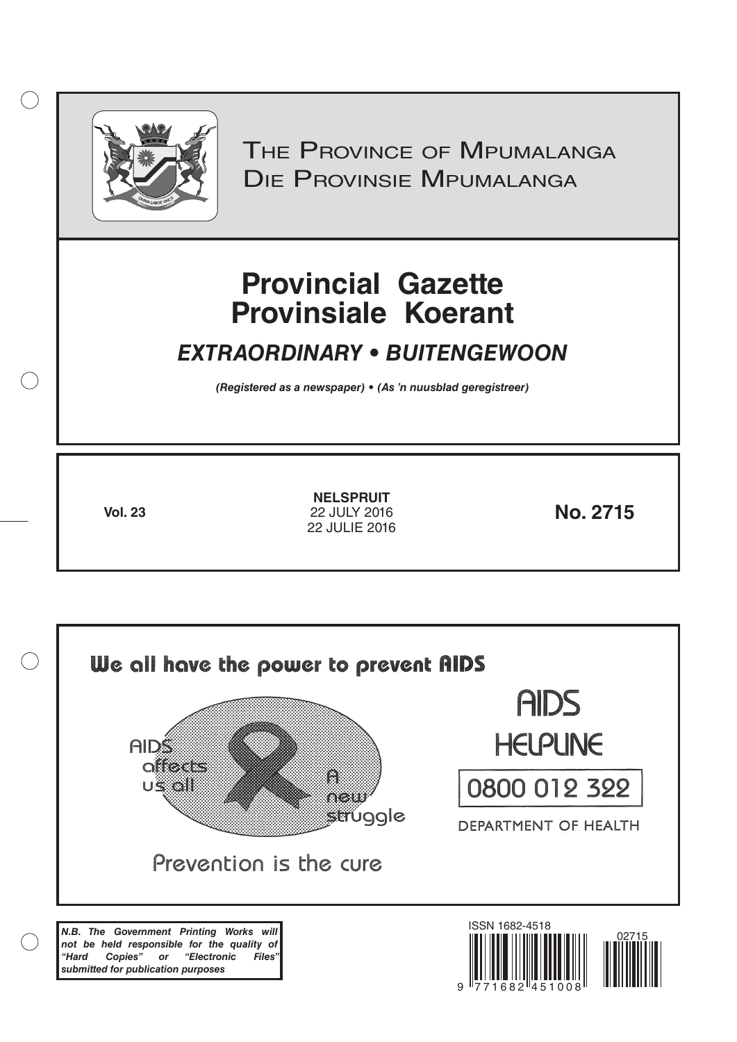# The Province of Mpumalanga
# Die Provinsie Mpumalanga

# Provincial Gazette
# Provinsiale Koerant

## *EXTRAORDINARY • BUITENGEWOON*

***(Registered as a newspaper) • (As 'n nuusblad geregistreer)***

**Vol. 23**

**NELSPRUIT**
22 JULY 2016
22 JULIE 2016

**No. 2715**

**We all have the power to prevent AIDS**

AIDS affects us all

A new struggle

Prevention is the cure

AIDS HELPLINE

0800 012 322

DEPARTMENT OF HEALTH

***N.B. The Government Printing Works will not be held responsible for the quality of "Hard Copies" or "Electronic Files" submitted for publication purposes***

ISSN 1682-4518

02715

9 771682 451008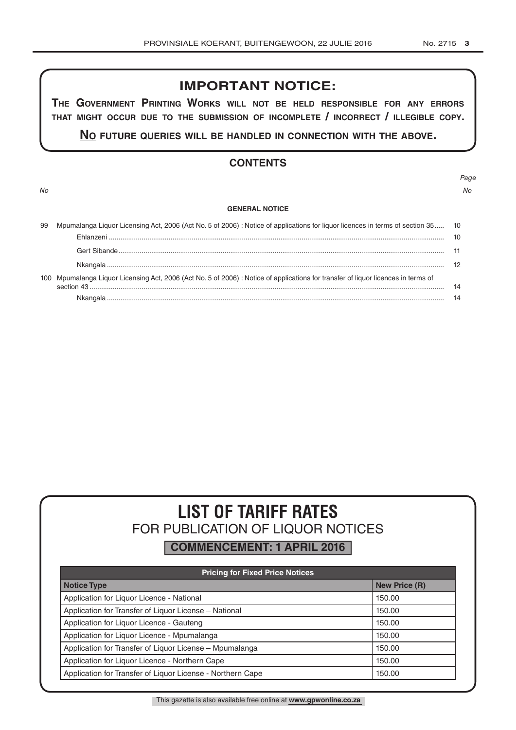## IMPORTANT NOTICE:

**THE GOVERNMENT PRINTING WORKS WILL NOT BE HELD RESPONSIBLE FOR ANY ERRORS THAT MIGHT OCCUR DUE TO THE SUBMISSION OF INCOMPLETE / INCORRECT / ILLEGIBLE COPY.**

**NO FUTURE QUERIES WILL BE HANDLED IN CONNECTION WITH THE ABOVE.**

## CONTENTS

| No | | Page No |
|---|---|---|
| | **GENERAL NOTICE** | |
| 99 | Mpumalanga Liquor Licensing Act, 2006 (Act No. 5 of 2006) : Notice of applications for liquor licences in terms of section 35 | 10 |
| | Ehlanzeni | 10 |
| | Gert Sibande | 11 |
| | Nkangala | 12 |
| 100 | Mpumalanga Liquor Licensing Act, 2006 (Act No. 5 of 2006) : Notice of applications for transfer of liquor licences in terms of section 43 | 14 |
| | Nkangala | 14 |

# LIST OF TARIFF RATES

## FOR PUBLICATION OF LIQUOR NOTICES

**COMMENCEMENT: 1 APRIL 2016**

| Pricing for Fixed Price Notices | |
|---|---|
| **Notice Type** | **New Price (R)** |
| Application for Liquor Licence - National | 150.00 |
| Application for Transfer of Liquor License – National | 150.00 |
| Application for Liquor Licence - Gauteng | 150.00 |
| Application for Liquor Licence - Mpumalanga | 150.00 |
| Application for Transfer of Liquor License – Mpumalanga | 150.00 |
| Application for Liquor Licence - Northern Cape | 150.00 |
| Application for Transfer of Liquor License - Northern Cape | 150.00 |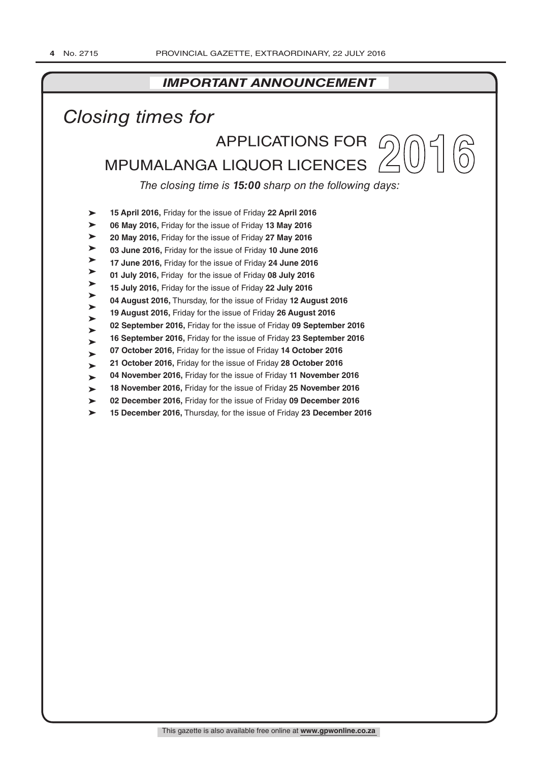## *IMPORTANT ANNOUNCEMENT*

# *Closing times for*

## APPLICATIONS FOR MPUMALANGA LIQUOR LICENCES 2016

*The closing time is **15:00** sharp on the following days:*

- **15 April 2016,** Friday for the issue of Friday **22 April 2016**
- **06 May 2016,** Friday for the issue of Friday **13 May 2016**
- **20 May 2016,** Friday for the issue of Friday **27 May 2016**
- **03 June 2016,** Friday for the issue of Friday **10 June 2016**
- **17 June 2016,** Friday for the issue of Friday **24 June 2016**
- **01 July 2016,** Friday for the issue of Friday **08 July 2016**
- **15 July 2016,** Friday for the issue of Friday **22 July 2016**
- **04 August 2016,** Thursday, for the issue of Friday **12 August 2016**
- **19 August 2016,** Friday for the issue of Friday **26 August 2016**
- **02 September 2016,** Friday for the issue of Friday **09 September 2016**
- **16 September 2016,** Friday for the issue of Friday **23 September 2016**
- **07 October 2016,** Friday for the issue of Friday **14 October 2016**
- **21 October 2016,** Friday for the issue of Friday **28 October 2016**
- **04 November 2016,** Friday for the issue of Friday **11 November 2016**
- **18 November 2016,** Friday for the issue of Friday **25 November 2016**
- **02 December 2016,** Friday for the issue of Friday **09 December 2016**
- **15 December 2016,** Thursday, for the issue of Friday **23 December 2016**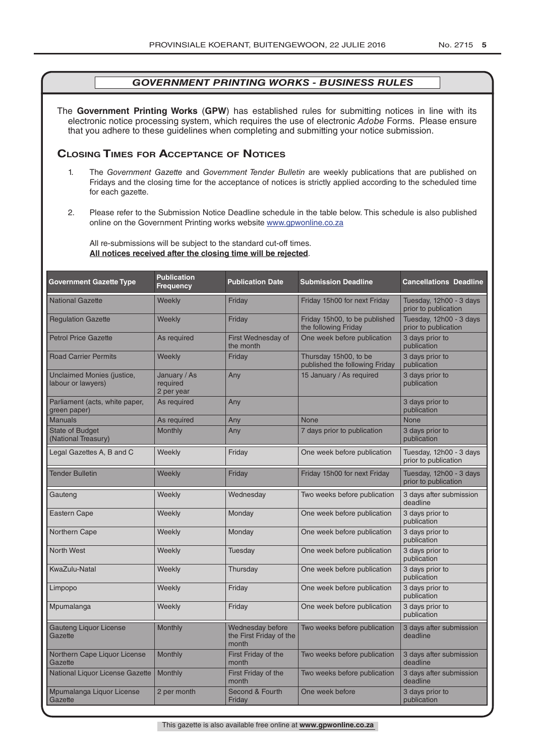## *GOVERNMENT PRINTING WORKS - BUSINESS RULES*

The **Government Printing Works** (**GPW**) has established rules for submitting notices in line with its electronic notice processing system, which requires the use of electronic *Adobe* Forms. Please ensure that you adhere to these guidelines when completing and submitting your notice submission.

### Closing Times for Acceptance of Notices

1. The *Government Gazette* and *Government Tender Bulletin* are weekly publications that are published on Fridays and the closing time for the acceptance of notices is strictly applied according to the scheduled time for each gazette.

2. Please refer to the Submission Notice Deadline schedule in the table below. This schedule is also published online on the Government Printing works website www.gpwonline.co.za

   All re-submissions will be subject to the standard cut-off times.
   **All notices received after the closing time will be rejected**.

| Government Gazette Type | Publication Frequency | Publication Date | Submission Deadline | Cancellations Deadline |
|---|---|---|---|---|
| National Gazette | Weekly | Friday | Friday 15h00 for next Friday | Tuesday, 12h00 - 3 days prior to publication |
| Regulation Gazette | Weekly | Friday | Friday 15h00, to be published the following Friday | Tuesday, 12h00 - 3 days prior to publication |
| Petrol Price Gazette | As required | First Wednesday of the month | One week before publication | 3 days prior to publication |
| Road Carrier Permits | Weekly | Friday | Thursday 15h00, to be published the following Friday | 3 days prior to publication |
| Unclaimed Monies (justice, labour or lawyers) | January / As required 2 per year | Any | 15 January / As required | 3 days prior to publication |
| Parliament (acts, white paper, green paper) | As required | Any | | 3 days prior to publication |
| Manuals | As required | Any | None | None |
| State of Budget (National Treasury) | Monthly | Any | 7 days prior to publication | 3 days prior to publication |
| Legal Gazettes A, B and C | Weekly | Friday | One week before publication | Tuesday, 12h00 - 3 days prior to publication |
| Tender Bulletin | Weekly | Friday | Friday 15h00 for next Friday | Tuesday, 12h00 - 3 days prior to publication |
| Gauteng | Weekly | Wednesday | Two weeks before publication | 3 days after submission deadline |
| Eastern Cape | Weekly | Monday | One week before publication | 3 days prior to publication |
| Northern Cape | Weekly | Monday | One week before publication | 3 days prior to publication |
| North West | Weekly | Tuesday | One week before publication | 3 days prior to publication |
| KwaZulu-Natal | Weekly | Thursday | One week before publication | 3 days prior to publication |
| Limpopo | Weekly | Friday | One week before publication | 3 days prior to publication |
| Mpumalanga | Weekly | Friday | One week before publication | 3 days prior to publication |
| Gauteng Liquor License Gazette | Monthly | Wednesday before the First Friday of the month | Two weeks before publication | 3 days after submission deadline |
| Northern Cape Liquor License Gazette | Monthly | First Friday of the month | Two weeks before publication | 3 days after submission deadline |
| National Liquor License Gazette | Monthly | First Friday of the month | Two weeks before publication | 3 days after submission deadline |
| Mpumalanga Liquor License Gazette | 2 per month | Second & Fourth Friday | One week before | 3 days prior to publication |

This gazette is also available free online at **www.gpwonline.co.za**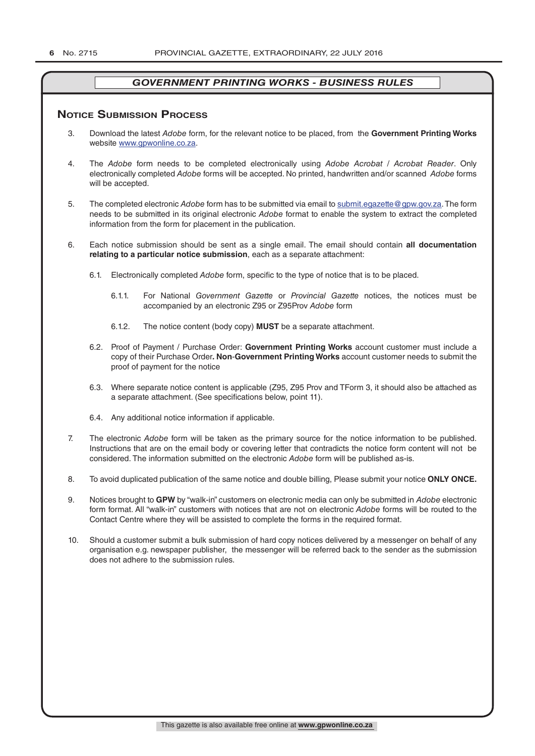## GOVERNMENT PRINTING WORKS - BUSINESS RULES

### Notice Submission Process

3. Download the latest *Adobe* form, for the relevant notice to be placed, from the **Government Printing Works** website www.gpwonline.co.za.

4. The *Adobe* form needs to be completed electronically using *Adobe Acrobat* / *Acrobat Reader*. Only electronically completed *Adobe* forms will be accepted. No printed, handwritten and/or scanned *Adobe* forms will be accepted.

5. The completed electronic *Adobe* form has to be submitted via email to submit.egazette@gpw.gov.za. The form needs to be submitted in its original electronic *Adobe* format to enable the system to extract the completed information from the form for placement in the publication.

6. Each notice submission should be sent as a single email. The email should contain **all documentation relating to a particular notice submission**, each as a separate attachment:

    6.1. Electronically completed *Adobe* form, specific to the type of notice that is to be placed.

    6.1.1. For National *Government Gazette* or *Provincial Gazette* notices, the notices must be accompanied by an electronic Z95 or Z95Prov *Adobe* form

    6.1.2. The notice content (body copy) **MUST** be a separate attachment.

    6.2. Proof of Payment / Purchase Order: **Government Printing Works** account customer must include a copy of their Purchase Order**. Non**-**Government Printing Works** account customer needs to submit the proof of payment for the notice

    6.3. Where separate notice content is applicable (Z95, Z95 Prov and TForm 3, it should also be attached as a separate attachment. (See specifications below, point 11).

    6.4. Any additional notice information if applicable.

7. The electronic *Adobe* form will be taken as the primary source for the notice information to be published. Instructions that are on the email body or covering letter that contradicts the notice form content will not be considered. The information submitted on the electronic *Adobe* form will be published as-is.

8. To avoid duplicated publication of the same notice and double billing, Please submit your notice **ONLY ONCE.**

9. Notices brought to **GPW** by "walk-in" customers on electronic media can only be submitted in *Adobe* electronic form format. All "walk-in" customers with notices that are not on electronic *Adobe* forms will be routed to the Contact Centre where they will be assisted to complete the forms in the required format.

10. Should a customer submit a bulk submission of hard copy notices delivered by a messenger on behalf of any organisation e.g. newspaper publisher, the messenger will be referred back to the sender as the submission does not adhere to the submission rules.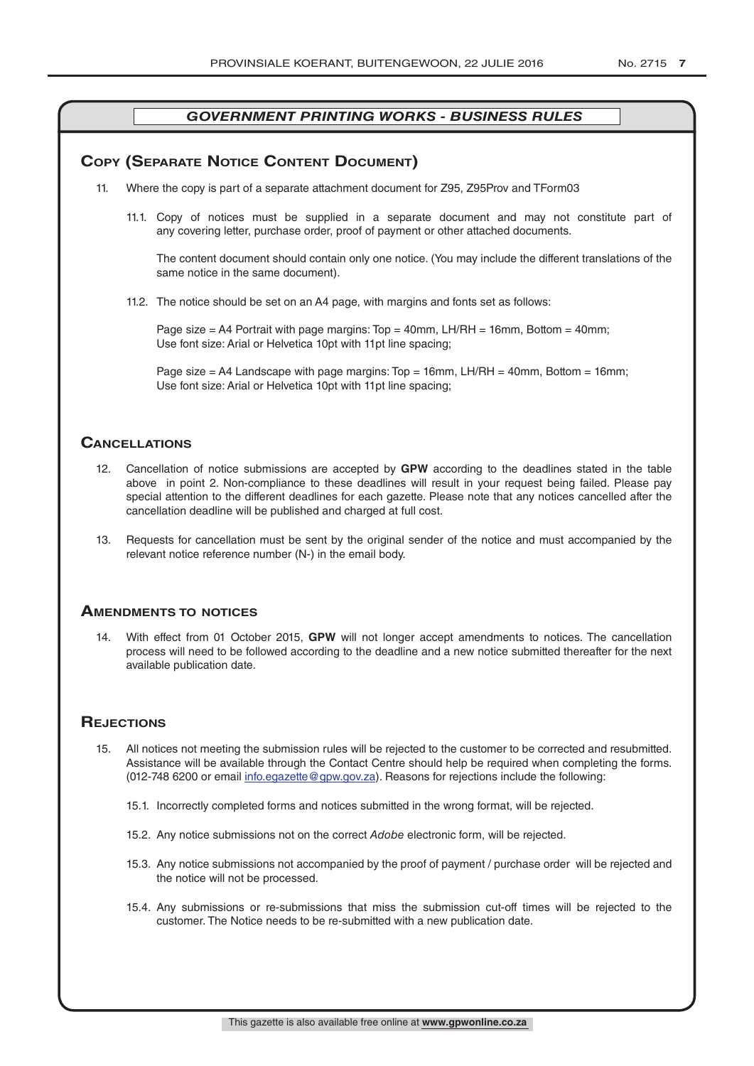## GOVERNMENT PRINTING WORKS - BUSINESS RULES

### Copy (Separate Notice Content Document)

11. Where the copy is part of a separate attachment document for Z95, Z95Prov and TForm03

    11.1. Copy of notices must be supplied in a separate document and may not constitute part of any covering letter, purchase order, proof of payment or other attached documents.

    The content document should contain only one notice. (You may include the different translations of the same notice in the same document).

    11.2. The notice should be set on an A4 page, with margins and fonts set as follows:

    Page size = A4 Portrait with page margins: Top = 40mm, LH/RH = 16mm, Bottom = 40mm;
    Use font size: Arial or Helvetica 10pt with 11pt line spacing;

    Page size = A4 Landscape with page margins: Top = 16mm, LH/RH = 40mm, Bottom = 16mm;
    Use font size: Arial or Helvetica 10pt with 11pt line spacing;

### Cancellations

12. Cancellation of notice submissions are accepted by **GPW** according to the deadlines stated in the table above in point 2. Non-compliance to these deadlines will result in your request being failed. Please pay special attention to the different deadlines for each gazette. Please note that any notices cancelled after the cancellation deadline will be published and charged at full cost.

13. Requests for cancellation must be sent by the original sender of the notice and must accompanied by the relevant notice reference number (N-) in the email body.

### Amendments to notices

14. With effect from 01 October 2015, **GPW** will not longer accept amendments to notices. The cancellation process will need to be followed according to the deadline and a new notice submitted thereafter for the next available publication date.

### Rejections

15. All notices not meeting the submission rules will be rejected to the customer to be corrected and resubmitted. Assistance will be available through the Contact Centre should help be required when completing the forms. (012-748 6200 or email info.egazette@gpw.gov.za). Reasons for rejections include the following:

    15.1. Incorrectly completed forms and notices submitted in the wrong format, will be rejected.

    15.2. Any notice submissions not on the correct *Adobe* electronic form, will be rejected.

    15.3. Any notice submissions not accompanied by the proof of payment / purchase order will be rejected and the notice will not be processed.

    15.4. Any submissions or re-submissions that miss the submission cut-off times will be rejected to the customer. The Notice needs to be re-submitted with a new publication date.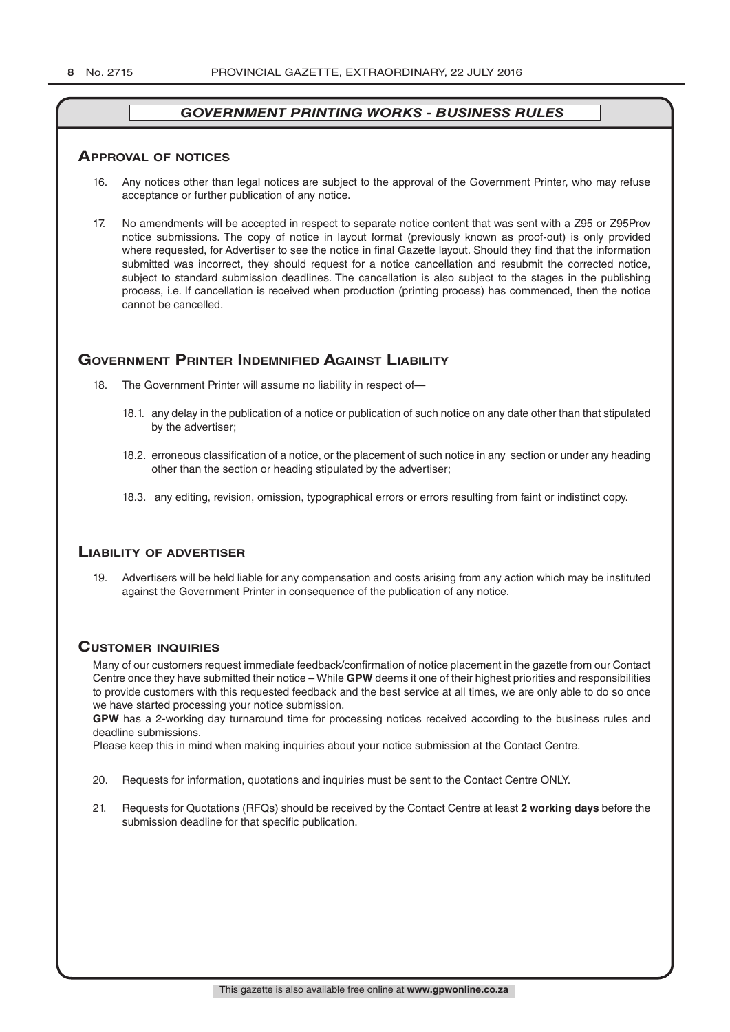## *GOVERNMENT PRINTING WORKS - BUSINESS RULES*

### Approval of notices

16. Any notices other than legal notices are subject to the approval of the Government Printer, who may refuse acceptance or further publication of any notice.

17. No amendments will be accepted in respect to separate notice content that was sent with a Z95 or Z95Prov notice submissions. The copy of notice in layout format (previously known as proof-out) is only provided where requested, for Advertiser to see the notice in final Gazette layout. Should they find that the information submitted was incorrect, they should request for a notice cancellation and resubmit the corrected notice, subject to standard submission deadlines. The cancellation is also subject to the stages in the publishing process, i.e. If cancellation is received when production (printing process) has commenced, then the notice cannot be cancelled.

### Government Printer Indemnified Against Liability

18. The Government Printer will assume no liability in respect of—

    18.1. any delay in the publication of a notice or publication of such notice on any date other than that stipulated by the advertiser;

    18.2. erroneous classification of a notice, or the placement of such notice in any section or under any heading other than the section or heading stipulated by the advertiser;

    18.3. any editing, revision, omission, typographical errors or errors resulting from faint or indistinct copy.

### Liability of advertiser

19. Advertisers will be held liable for any compensation and costs arising from any action which may be instituted against the Government Printer in consequence of the publication of any notice.

### Customer inquiries

Many of our customers request immediate feedback/confirmation of notice placement in the gazette from our Contact Centre once they have submitted their notice – While **GPW** deems it one of their highest priorities and responsibilities to provide customers with this requested feedback and the best service at all times, we are only able to do so once we have started processing your notice submission.

**GPW** has a 2-working day turnaround time for processing notices received according to the business rules and deadline submissions.

Please keep this in mind when making inquiries about your notice submission at the Contact Centre.

20. Requests for information, quotations and inquiries must be sent to the Contact Centre ONLY.

21. Requests for Quotations (RFQs) should be received by the Contact Centre at least **2 working days** before the submission deadline for that specific publication.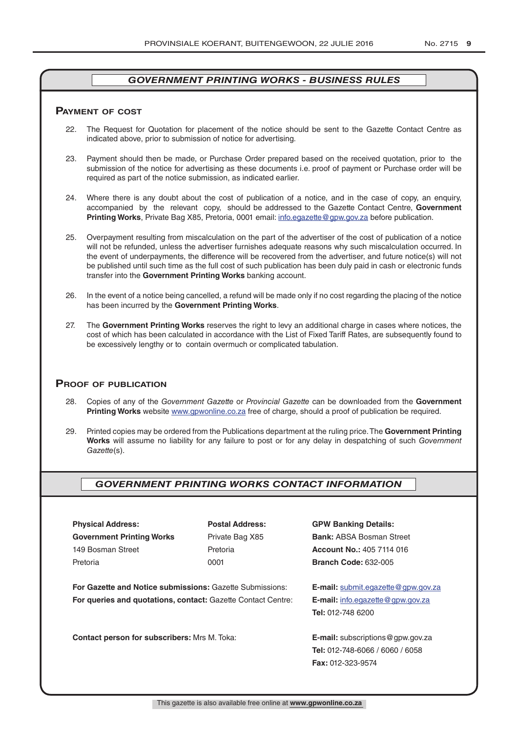## *GOVERNMENT PRINTING WORKS - BUSINESS RULES*

### Payment of cost

22. The Request for Quotation for placement of the notice should be sent to the Gazette Contact Centre as indicated above, prior to submission of notice for advertising.

23. Payment should then be made, or Purchase Order prepared based on the received quotation, prior to the submission of the notice for advertising as these documents i.e. proof of payment or Purchase order will be required as part of the notice submission, as indicated earlier.

24. Where there is any doubt about the cost of publication of a notice, and in the case of copy, an enquiry, accompanied by the relevant copy, should be addressed to the Gazette Contact Centre, **Government Printing Works**, Private Bag X85, Pretoria, 0001 email: info.egazette@gpw.gov.za before publication.

25. Overpayment resulting from miscalculation on the part of the advertiser of the cost of publication of a notice will not be refunded, unless the advertiser furnishes adequate reasons why such miscalculation occurred. In the event of underpayments, the difference will be recovered from the advertiser, and future notice(s) will not be published until such time as the full cost of such publication has been duly paid in cash or electronic funds transfer into the **Government Printing Works** banking account.

26. In the event of a notice being cancelled, a refund will be made only if no cost regarding the placing of the notice has been incurred by the **Government Printing Works**.

27. The **Government Printing Works** reserves the right to levy an additional charge in cases where notices, the cost of which has been calculated in accordance with the List of Fixed Tariff Rates, are subsequently found to be excessively lengthy or to contain overmuch or complicated tabulation.

### Proof of publication

28. Copies of any of the *Government Gazette* or *Provincial Gazette* can be downloaded from the **Government Printing Works** website www.gpwonline.co.za free of charge, should a proof of publication be required.

29. Printed copies may be ordered from the Publications department at the ruling price. The **Government Printing Works** will assume no liability for any failure to post or for any delay in despatching of such *Government Gazette*(s).

## *GOVERNMENT PRINTING WORKS CONTACT INFORMATION*

**Physical Address:**
**Government Printing Works**
149 Bosman Street
Pretoria

**Postal Address:**
Private Bag X85
Pretoria
0001

**GPW Banking Details:**
**Bank:** ABSA Bosman Street
**Account No.:** 405 7114 016
**Branch Code:** 632-005

**For Gazette and Notice submissions:** Gazette Submissions: **E-mail:** submit.egazette@gpw.gov.za

**For queries and quotations, contact:** Gazette Contact Centre: **E-mail:** info.egazette@gpw.gov.za
**Tel:** 012-748 6200

**Contact person for subscribers:** Mrs M. Toka: **E-mail:** subscriptions@gpw.gov.za
**Tel:** 012-748-6066 / 6060 / 6058
**Fax:** 012-323-9574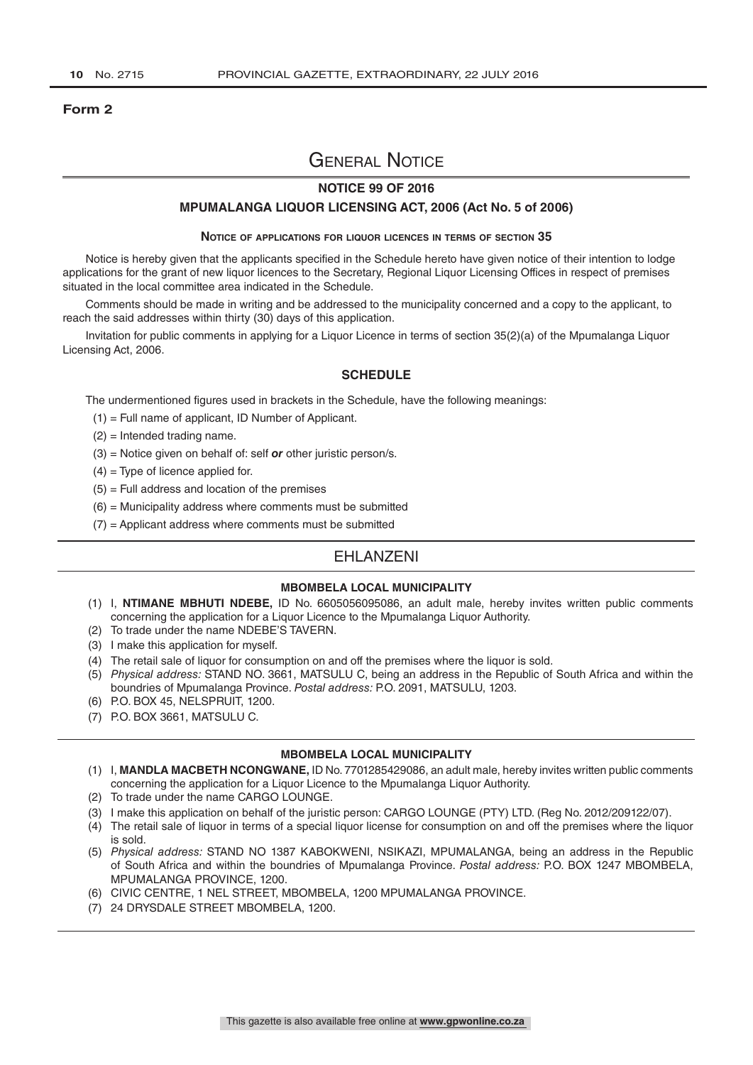**Form 2**

# General Notice

## NOTICE 99 OF 2016

## MPUMALANGA LIQUOR LICENSING ACT, 2006 (Act No. 5 of 2006)

### Notice of applications for liquor licences in terms of section 35

Notice is hereby given that the applicants specified in the Schedule hereto have given notice of their intention to lodge applications for the grant of new liquor licences to the Secretary, Regional Liquor Licensing Offices in respect of premises situated in the local committee area indicated in the Schedule.

Comments should be made in writing and be addressed to the municipality concerned and a copy to the applicant, to reach the said addresses within thirty (30) days of this application.

Invitation for public comments in applying for a Liquor Licence in terms of section 35(2)(a) of the Mpumalanga Liquor Licensing Act, 2006.

### SCHEDULE

The undermentioned figures used in brackets in the Schedule, have the following meanings:

(1) = Full name of applicant, ID Number of Applicant.
(2) = Intended trading name.
(3) = Notice given on behalf of: self ***or*** other juristic person/s.
(4) = Type of licence applied for.
(5) = Full address and location of the premises
(6) = Municipality address where comments must be submitted
(7) = Applicant address where comments must be submitted

## EHLANZENI

### MBOMBELA LOCAL MUNICIPALITY

(1) I, **NTIMANE MBHUTI NDEBE,** ID No. 6605056095086, an adult male, hereby invites written public comments concerning the application for a Liquor Licence to the Mpumalanga Liquor Authority.
(2) To trade under the name NDEBE'S TAVERN.
(3) I make this application for myself.
(4) The retail sale of liquor for consumption on and off the premises where the liquor is sold.
(5) *Physical address:* STAND NO. 3661, MATSULU C, being an address in the Republic of South Africa and within the boundries of Mpumalanga Province. *Postal address:* P.O. 2091, MATSULU, 1203.
(6) P.O. BOX 45, NELSPRUIT, 1200.
(7) P.O. BOX 3661, MATSULU C.

### MBOMBELA LOCAL MUNICIPALITY

(1) I, **MANDLA MACBETH NCONGWANE,** ID No. 7701285429086, an adult male, hereby invites written public comments concerning the application for a Liquor Licence to the Mpumalanga Liquor Authority.
(2) To trade under the name CARGO LOUNGE.
(3) I make this application on behalf of the juristic person: CARGO LOUNGE (PTY) LTD. (Reg No. 2012/209122/07).
(4) The retail sale of liquor in terms of a special liquor license for consumption on and off the premises where the liquor is sold.
(5) *Physical address:* STAND NO 1387 KABOKWENI, NSIKAZI, MPUMALANGA, being an address in the Republic of South Africa and within the boundries of Mpumalanga Province. *Postal address:* P.O. BOX 1247 MBOMBELA, MPUMALANGA PROVINCE, 1200.
(6) CIVIC CENTRE, 1 NEL STREET, MBOMBELA, 1200 MPUMALANGA PROVINCE.
(7) 24 DRYSDALE STREET MBOMBELA, 1200.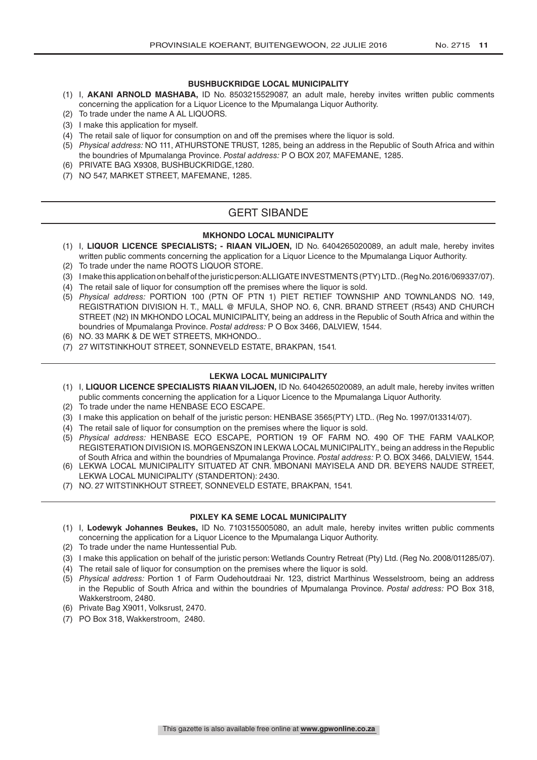### BUSHBUCKRIDGE LOCAL MUNICIPALITY

(1) I, **AKANI ARNOLD MASHABA,** ID No. 8503215529087, an adult male, hereby invites written public comments concerning the application for a Liquor Licence to the Mpumalanga Liquor Authority.
(2) To trade under the name A AL LIQUORS.
(3) I make this application for myself.
(4) The retail sale of liquor for consumption on and off the premises where the liquor is sold.
(5) *Physical address:* NO 111, ATHURSTONE TRUST, 1285, being an address in the Republic of South Africa and within the boundries of Mpumalanga Province. *Postal address:* P O BOX 207, MAFEMANE, 1285.
(6) PRIVATE BAG X9308, BUSHBUCKRIDGE,1280.
(7) NO 547, MARKET STREET, MAFEMANE, 1285.

## GERT SIBANDE

### MKHONDO LOCAL MUNICIPALITY

(1) I, **LIQUOR LICENCE SPECIALISTS; - RIAAN VILJOEN,** ID No. 6404265020089, an adult male, hereby invites written public comments concerning the application for a Liquor Licence to the Mpumalanga Liquor Authority.
(2) To trade under the name ROOTS LIQUOR STORE.
(3) I make this application on behalf of the juristic person: ALLIGATE INVESTMENTS (PTY) LTD.. (Reg No. 2016/069337/07).
(4) The retail sale of liquor for consumption off the premises where the liquor is sold.
(5) *Physical address:* PORTION 100 (PTN OF PTN 1) PIET RETIEF TOWNSHIP AND TOWNLANDS NO. 149, REGISTRATION DIVISION H. T., MALL @ MFULA, SHOP NO. 6, CNR. BRAND STREET (R543) AND CHURCH STREET (N2) IN MKHONDO LOCAL MUNICIPALITY, being an address in the Republic of South Africa and within the boundries of Mpumalanga Province. *Postal address:* P O Box 3466, DALVIEW, 1544.
(6) NO. 33 MARK & DE WET STREETS, MKHONDO..
(7) 27 WITSTINKHOUT STREET, SONNEVELD ESTATE, BRAKPAN, 1541.

### LEKWA LOCAL MUNICIPALITY

(1) I, **LIQUOR LICENCE SPECIALISTS RIAAN VILJOEN,** ID No. 6404265020089, an adult male, hereby invites written public comments concerning the application for a Liquor Licence to the Mpumalanga Liquor Authority.
(2) To trade under the name HENBASE ECO ESCAPE.
(3) I make this application on behalf of the juristic person: HENBASE 3565(PTY) LTD.. (Reg No. 1997/013314/07).
(4) The retail sale of liquor for consumption on the premises where the liquor is sold.
(5) *Physical address:* HENBASE ECO ESCAPE, PORTION 19 OF FARM NO. 490 OF THE FARM VAALKOP, REGISTERATION DIVISION IS. MORGENSZON IN LEKWA LOCAL MUNICIPALITY., being an address in the Republic of South Africa and within the boundries of Mpumalanga Province. *Postal address:* P. O. BOX 3466, DALVIEW, 1544.
(6) LEKWA LOCAL MUNICIPALITY SITUATED AT CNR. MBONANI MAYISELA AND DR. BEYERS NAUDE STREET, LEKWA LOCAL MUNICIPALITY (STANDERTON): 2430.
(7) NO. 27 WITSTINKHOUT STREET, SONNEVELD ESTATE, BRAKPAN, 1541.

### PIXLEY KA SEME LOCAL MUNICIPALITY

(1) I, **Lodewyk Johannes Beukes,** ID No. 7103155005080, an adult male, hereby invites written public comments concerning the application for a Liquor Licence to the Mpumalanga Liquor Authority.
(2) To trade under the name Huntessential Pub.
(3) I make this application on behalf of the juristic person: Wetlands Country Retreat (Pty) Ltd. (Reg No. 2008/011285/07).
(4) The retail sale of liquor for consumption on the premises where the liquor is sold.
(5) *Physical address:* Portion 1 of Farm Oudehoutdraai Nr. 123, district Marthinus Wesselstroom, being an address in the Republic of South Africa and within the boundries of Mpumalanga Province. *Postal address:* PO Box 318, Wakkerstroom, 2480.
(6) Private Bag X9011, Volksrust, 2470.
(7) PO Box 318, Wakkerstroom, 2480.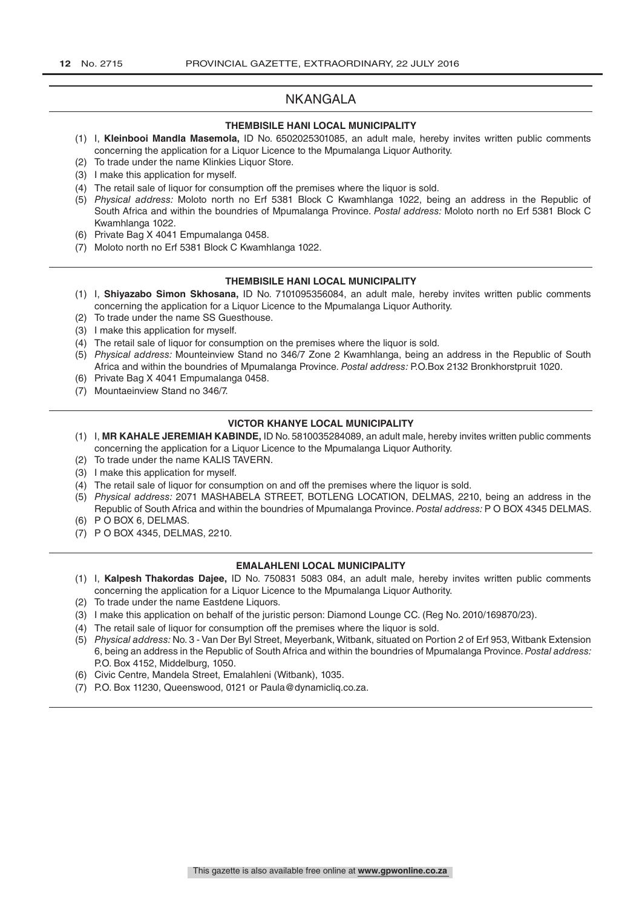# NKANGALA

### THEMBISILE HANI LOCAL MUNICIPALITY

(1) I, **Kleinbooi Mandla Masemola,** ID No. 6502025301085, an adult male, hereby invites written public comments concerning the application for a Liquor Licence to the Mpumalanga Liquor Authority.
(2) To trade under the name Klinkies Liquor Store.
(3) I make this application for myself.
(4) The retail sale of liquor for consumption off the premises where the liquor is sold.
(5) *Physical address:* Moloto north no Erf 5381 Block C Kwamhlanga 1022, being an address in the Republic of South Africa and within the boundries of Mpumalanga Province. *Postal address:* Moloto north no Erf 5381 Block C Kwamhlanga 1022.
(6) Private Bag X 4041 Empumalanga 0458.
(7) Moloto north no Erf 5381 Block C Kwamhlanga 1022.

### THEMBISILE HANI LOCAL MUNICIPALITY

(1) I, **Shiyazabo Simon Skhosana,** ID No. 7101095356084, an adult male, hereby invites written public comments concerning the application for a Liquor Licence to the Mpumalanga Liquor Authority.
(2) To trade under the name SS Guesthouse.
(3) I make this application for myself.
(4) The retail sale of liquor for consumption on the premises where the liquor is sold.
(5) *Physical address:* Mounteinview Stand no 346/7 Zone 2 Kwamhlanga, being an address in the Republic of South Africa and within the boundries of Mpumalanga Province. *Postal address:* P.O.Box 2132 Bronkhorstpruit 1020.
(6) Private Bag X 4041 Empumalanga 0458.
(7) Mountaeinview Stand no 346/7.

### VICTOR KHANYE LOCAL MUNICIPALITY

(1) I, **MR KAHALE JEREMIAH KABINDE,** ID No. 5810035284089, an adult male, hereby invites written public comments concerning the application for a Liquor Licence to the Mpumalanga Liquor Authority.
(2) To trade under the name KALIS TAVERN.
(3) I make this application for myself.
(4) The retail sale of liquor for consumption on and off the premises where the liquor is sold.
(5) *Physical address:* 2071 MASHABELA STREET, BOTLENG LOCATION, DELMAS, 2210, being an address in the Republic of South Africa and within the boundries of Mpumalanga Province. *Postal address:* P O BOX 4345 DELMAS.
(6) P O BOX 6, DELMAS.
(7) P O BOX 4345, DELMAS, 2210.

### EMALAHLENI LOCAL MUNICIPALITY

(1) I, **Kalpesh Thakordas Dajee,** ID No. 750831 5083 084, an adult male, hereby invites written public comments concerning the application for a Liquor Licence to the Mpumalanga Liquor Authority.
(2) To trade under the name Eastdene Liquors.
(3) I make this application on behalf of the juristic person: Diamond Lounge CC. (Reg No. 2010/169870/23).
(4) The retail sale of liquor for consumption off the premises where the liquor is sold.
(5) *Physical address:* No. 3 - Van Der Byl Street, Meyerbank, Witbank, situated on Portion 2 of Erf 953, Witbank Extension 6, being an address in the Republic of South Africa and within the boundries of Mpumalanga Province. *Postal address:* P.O. Box 4152, Middelburg, 1050.
(6) Civic Centre, Mandela Street, Emalahleni (Witbank), 1035.
(7) P.O. Box 11230, Queenswood, 0121 or Paula@dynamicliq.co.za.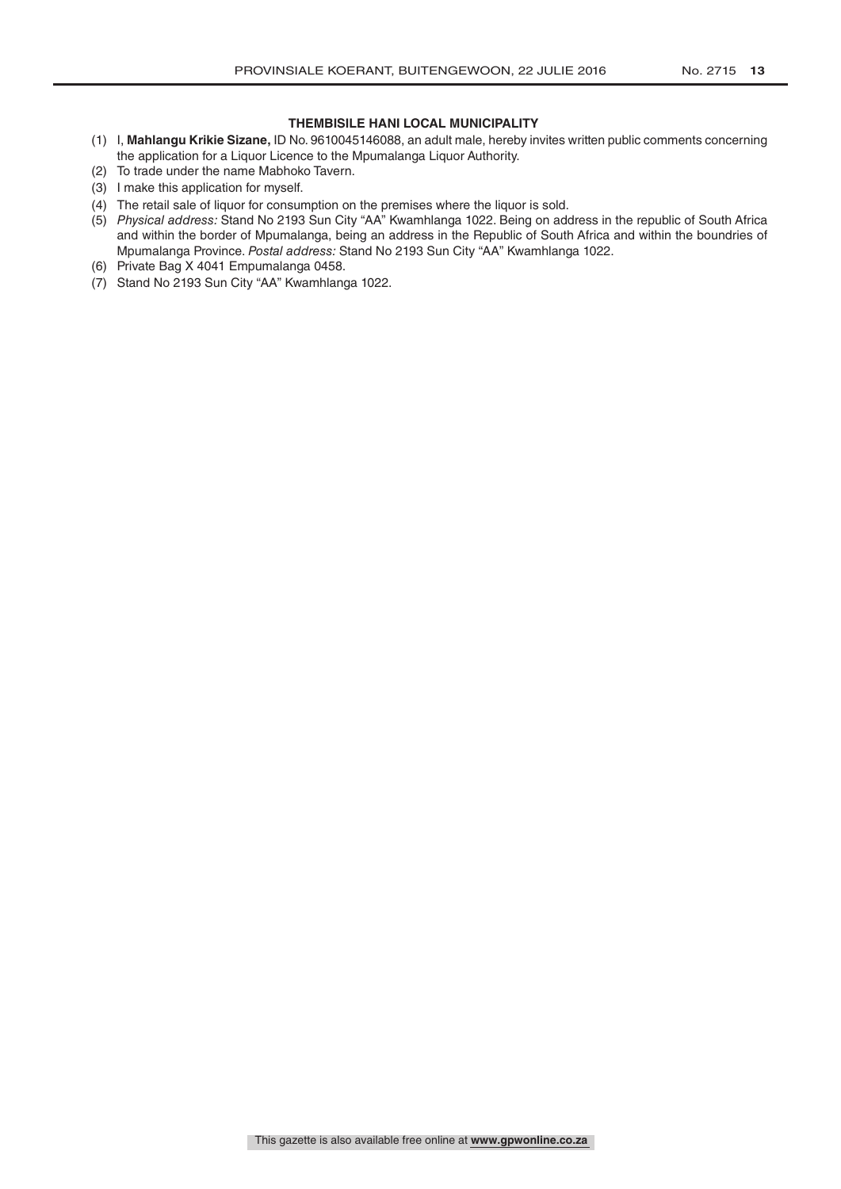**THEMBISILE HANI LOCAL MUNICIPALITY**

(1) I, **Mahlangu Krikie Sizane,** ID No. 9610045146088, an adult male, hereby invites written public comments concerning the application for a Liquor Licence to the Mpumalanga Liquor Authority.

(2) To trade under the name Mabhoko Tavern.

(3) I make this application for myself.

(4) The retail sale of liquor for consumption on the premises where the liquor is sold.

(5) *Physical address:* Stand No 2193 Sun City "AA" Kwamhlanga 1022. Being on address in the republic of South Africa and within the border of Mpumalanga, being an address in the Republic of South Africa and within the boundries of Mpumalanga Province. *Postal address:* Stand No 2193 Sun City "AA" Kwamhlanga 1022.

(6) Private Bag X 4041 Empumalanga 0458.

(7) Stand No 2193 Sun City "AA" Kwamhlanga 1022.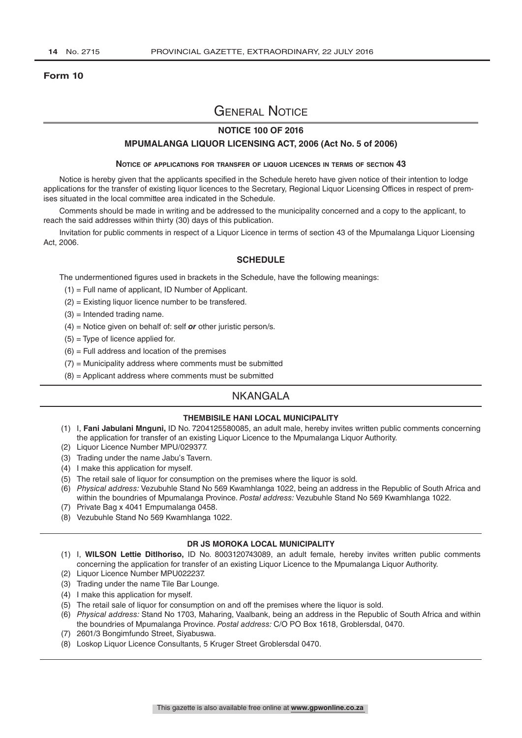**Form 10**

# General Notice

## NOTICE 100 OF 2016

## MPUMALANGA LIQUOR LICENSING ACT, 2006 (Act No. 5 of 2006)

### Notice of applications for transfer of liquor licences in terms of section 43

Notice is hereby given that the applicants specified in the Schedule hereto have given notice of their intention to lodge applications for the transfer of existing liquor licences to the Secretary, Regional Liquor Licensing Offices in respect of premises situated in the local committee area indicated in the Schedule.

Comments should be made in writing and be addressed to the municipality concerned and a copy to the applicant, to reach the said addresses within thirty (30) days of this publication.

Invitation for public comments in respect of a Liquor Licence in terms of section 43 of the Mpumalanga Liquor Licensing Act, 2006.

### SCHEDULE

The undermentioned figures used in brackets in the Schedule, have the following meanings:

(1) = Full name of applicant, ID Number of Applicant.

(2) = Existing liquor licence number to be transfered.

(3) = Intended trading name.

(4) = Notice given on behalf of: self ***or*** other juristic person/s.

(5) = Type of licence applied for.

(6) = Full address and location of the premises

(7) = Municipality address where comments must be submitted

(8) = Applicant address where comments must be submitted

## NKANGALA

### THEMBISILE HANI LOCAL MUNICIPALITY

(1) I, **Fani Jabulani Mnguni,** ID No. 7204125580085, an adult male, hereby invites written public comments concerning the application for transfer of an existing Liquor Licence to the Mpumalanga Liquor Authority.

(2) Liquor Licence Number MPU/029377.

(3) Trading under the name Jabu's Tavern.

(4) I make this application for myself.

(5) The retail sale of liquor for consumption on the premises where the liquor is sold.

(6) *Physical address:* Vezubuhle Stand No 569 Kwamhlanga 1022, being an address in the Republic of South Africa and within the boundries of Mpumalanga Province. *Postal address:* Vezubuhle Stand No 569 Kwamhlanga 1022.

(7) Private Bag x 4041 Empumalanga 0458.

(8) Vezubuhle Stand No 569 Kwamhlanga 1022.

### DR JS MOROKA LOCAL MUNICIPALITY

(1) I, **WILSON Lettie Ditlhoriso,** ID No. 8003120743089, an adult female, hereby invites written public comments concerning the application for transfer of an existing Liquor Licence to the Mpumalanga Liquor Authority.

(2) Liquor Licence Number MPU022237.

(3) Trading under the name Tile Bar Lounge.

(4) I make this application for myself.

(5) The retail sale of liquor for consumption on and off the premises where the liquor is sold.

(6) *Physical address:* Stand No 1703, Maharing, Vaalbank, being an address in the Republic of South Africa and within the boundries of Mpumalanga Province. *Postal address:* C/O PO Box 1618, Groblersdal, 0470.

(7) 2601/3 Bongimfundo Street, Siyabuswa.

(8) Loskop Liquor Licence Consultants, 5 Kruger Street Groblersdal 0470.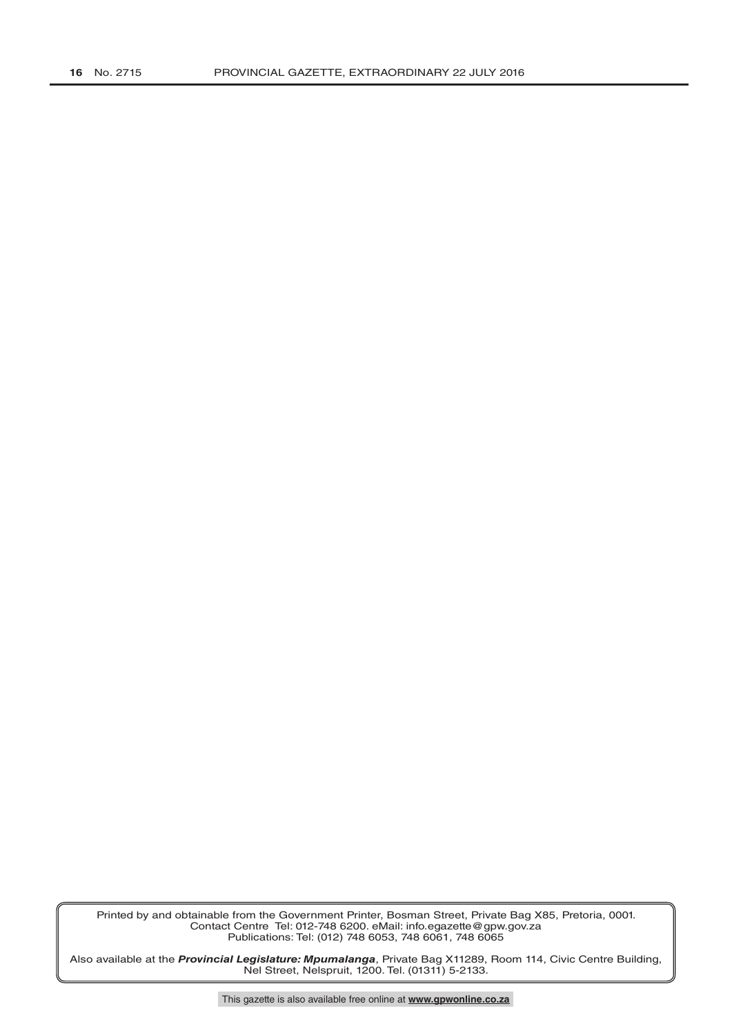Printed by and obtainable from the Government Printer, Bosman Street, Private Bag X85, Pretoria, 0001.
Contact Centre Tel: 012-748 6200. eMail: info.egazette@gpw.gov.za
Publications: Tel: (012) 748 6053, 748 6061, 748 6065

Also available at the ***Provincial Legislature: Mpumalanga***, Private Bag X11289, Room 114, Civic Centre Building, Nel Street, Nelspruit, 1200. Tel. (01311) 5-2133.

This gazette is also available free online at **www.gpwonline.co.za**